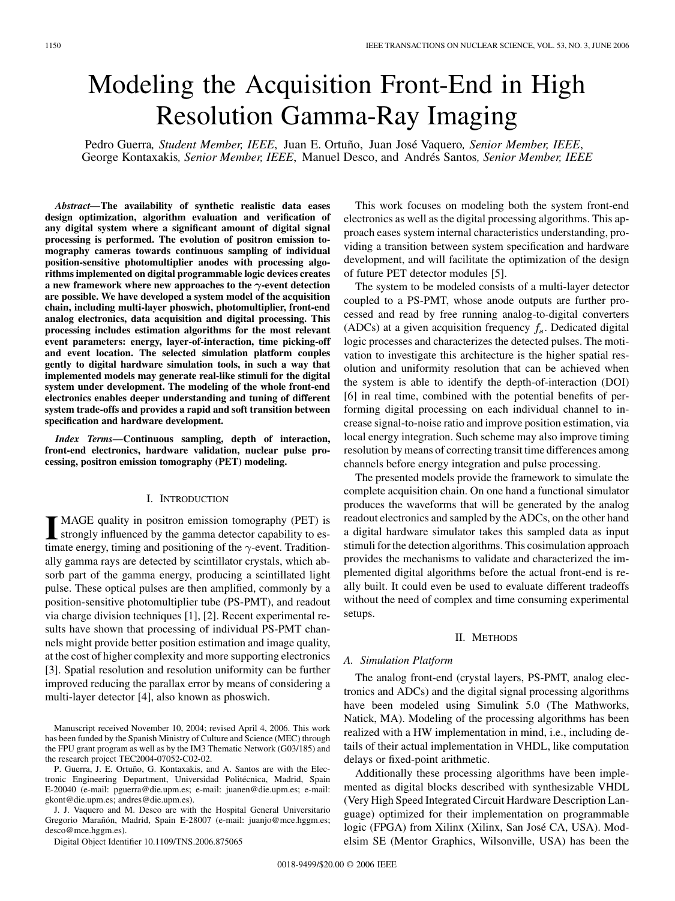# Modeling the Acquisition Front-End in High Resolution Gamma-Ray Imaging

Pedro Guerra, *Student Member, IEEE*, Juan E. Ortuño, Juan José Vaquero, *Senior Member, IEEE*, George Kontaxakis, *Senior Member, IEEE*, Manuel Desco, and Andrés Santos, *Senior Member, IEEE*

***Abstract*—The availability of synthetic realistic data eases design optimization, algorithm evaluation and verification of any digital system where a significant amount of digital signal processing is performed. The evolution of positron emission tomography cameras towards continuous sampling of individual position-sensitive photomultiplier anodes with processing algorithms implemented on digital programmable logic devices creates a new framework where new approaches to the $\gamma$-event detection are possible. We have developed a system model of the acquisition chain, including multi-layer phoswich, photomultiplier, front-end analog electronics, data acquisition and digital processing. This processing includes estimation algorithms for the most relevant event parameters: energy, layer-of-interaction, time picking-off and event location. The selected simulation platform couples gently to digital hardware simulation tools, in such a way that implemented models may generate real-like stimuli for the digital system under development. The modeling of the whole front-end electronics enables deeper understanding and tuning of different system trade-offs and provides a rapid and soft transition between specification and hardware development.**

***Index Terms*—Continuous sampling, depth of interaction, front-end electronics, hardware validation, nuclear pulse processing, positron emission tomography (PET) modeling.**

## I. Introduction

Image quality in positron emission tomography (PET) is strongly influenced by the gamma detector capability to estimate energy, timing and positioning of the $\gamma$-event. Traditionally gamma rays are detected by scintillator crystals, which absorb part of the gamma energy, producing a scintillated light pulse. These optical pulses are then amplified, commonly by a position-sensitive photomultiplier tube (PS-PMT), and readout via charge division techniques [1], [2]. Recent experimental results have shown that processing of individual PS-PMT channels might provide better position estimation and image quality, at the cost of higher complexity and more supporting electronics [3]. Spatial resolution and resolution uniformity can be further improved reducing the parallax error by means of considering a multi-layer detector [4], also known as phoswich.

Manuscript received November 10, 2004; revised April 4, 2006. This work has been funded by the Spanish Ministry of Culture and Science (MEC) through the FPU grant program as well as by the IM3 Thematic Network (G03/185) and the research project TEC2004-07052-C02-02.

P. Guerra, J. E. Ortuño, G. Kontaxakis, and A. Santos are with the Electronic Engineering Department, Universidad Politécnica, Madrid, Spain E-20040 (e-mail: pguerra@die.upm.es; e-mail: juanen@die.upm.es; e-mail: gkont@die.upm.es; andres@die.upm.es).

J. J. Vaquero and M. Desco are with the Hospital General Universitario Gregorio Marañón, Madrid, Spain E-28007 (e-mail: juanjo@mce.hggm.es; desco@mce.hggm.es).

Digital Object Identifier 10.1109/TNS.2006.875065

This work focuses on modeling both the system front-end electronics as well as the digital processing algorithms. This approach eases system internal characteristics understanding, providing a transition between system specification and hardware development, and will facilitate the optimization of the design of future PET detector modules [5].

The system to be modeled consists of a multi-layer detector coupled to a PS-PMT, whose anode outputs are further processed and read by free running analog-to-digital converters (ADCs) at a given acquisition frequency $f_s$. Dedicated digital logic processes and characterizes the detected pulses. The motivation to investigate this architecture is the higher spatial resolution and uniformity resolution that can be achieved when the system is able to identify the depth-of-interaction (DOI) [6] in real time, combined with the potential benefits of performing digital processing on each individual channel to increase signal-to-noise ratio and improve position estimation, via local energy integration. Such scheme may also improve timing resolution by means of correcting transit time differences among channels before energy integration and pulse processing.

The presented models provide the framework to simulate the complete acquisition chain. On one hand a functional simulator produces the waveforms that will be generated by the analog readout electronics and sampled by the ADCs, on the other hand a digital hardware simulator takes this sampled data as input stimuli for the detection algorithms. This cosimulation approach provides the mechanisms to validate and characterized the implemented digital algorithms before the actual front-end is really built. It could even be used to evaluate different tradeoffs without the need of complex and time consuming experimental setups.

## II. Methods

### A. Simulation Platform

The analog front-end (crystal layers, PS-PMT, analog electronics and ADCs) and the digital signal processing algorithms have been modeled using Simulink 5.0 (The Mathworks, Natick, MA). Modeling of the processing algorithms has been realized with a HW implementation in mind, i.e., including details of their actual implementation in VHDL, like computation delays or fixed-point arithmetic.

Additionally these processing algorithms have been implemented as digital blocks described with synthesizable VHDL (Very High Speed Integrated Circuit Hardware Description Language) optimized for their implementation on programmable logic (FPGA) from Xilinx (Xilinx, San José CA, USA). Modelsim SE (Mentor Graphics, Wilsonville, USA) has been the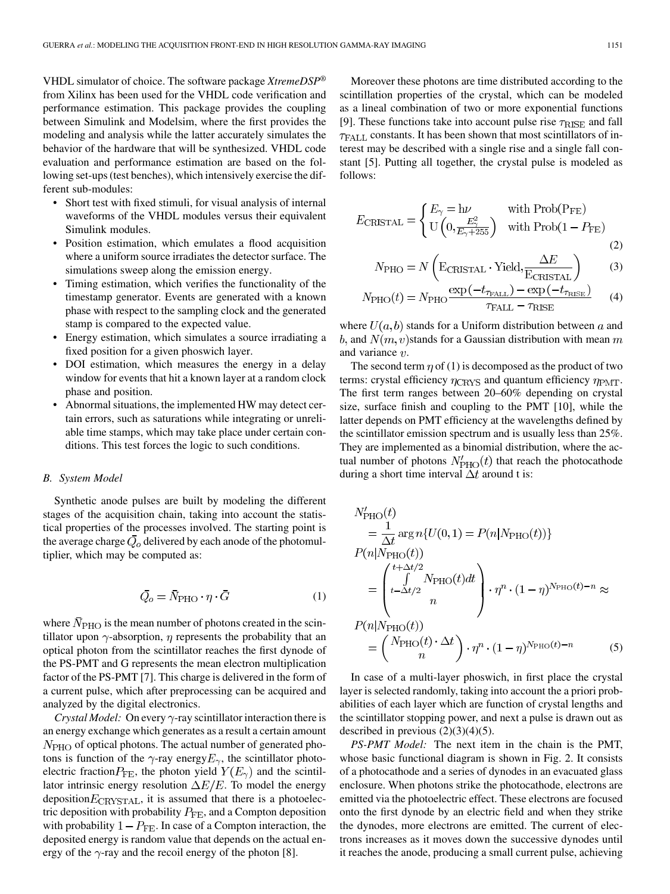VHDL simulator of choice. The software package *XtremeDSP*® from Xilinx has been used for the VHDL code verification and performance estimation. This package provides the coupling between Simulink and Modelsim, where the first provides the modeling and analysis while the latter accurately simulates the behavior of the hardware that will be synthesized. VHDL code evaluation and performance estimation are based on the following set-ups (test benches), which intensively exercise the different sub-modules:

- Short test with fixed stimuli, for visual analysis of internal waveforms of the VHDL modules versus their equivalent Simulink modules.
- Position estimation, which emulates a flood acquisition where a uniform source irradiates the detector surface. The simulations sweep along the emission energy.
- Timing estimation, which verifies the functionality of the timestamp generator. Events are generated with a known phase with respect to the sampling clock and the generated stamp is compared to the expected value.
- Energy estimation, which simulates a source irradiating a fixed position for a given phoswich layer.
- DOI estimation, which measures the energy in a delay window for events that hit a known layer at a random clock phase and position.
- Abnormal situations, the implemented HW may detect certain errors, such as saturations while integrating or unreliable time stamps, which may take place under certain conditions. This test forces the logic to such conditions.

### B. System Model

Synthetic anode pulses are built by modeling the different stages of the acquisition chain, taking into account the statistical properties of the processes involved. The starting point is the average charge $\bar{Q_o}$ delivered by each anode of the photomultiplier, which may be computed as:

$$\bar{Q_o} = \bar{N}_{\mathrm{PHO}} \cdot \eta \cdot \bar{G} \tag{1}$$

where $\bar{N}_{\mathrm{PHO}}$ is the mean number of photons created in the scintillator upon $\gamma$-absorption, $\eta$ represents the probability that an optical photon from the scintillator reaches the first dynode of the PS-PMT and G represents the mean electron multiplication factor of the PS-PMT [7]. This charge is delivered in the form of a current pulse, which after preprocessing can be acquired and analyzed by the digital electronics.

*Crystal Model:* On every $\gamma$-ray scintillator interaction there is an energy exchange which generates as a result a certain amount $N_{\mathrm{PHO}}$ of optical photons. The actual number of generated photons is function of the $\gamma$-ray energy $E_\gamma$, the scintillator photoelectric fraction $P_{\mathrm{FE}}$, the photon yield $Y(E_\gamma)$ and the scintillator intrinsic energy resolution $\Delta E/E$. To model the energy deposition $E_{\mathrm{CRYSTAL}}$, it is assumed that there is a photoelectric deposition with probability $P_{\mathrm{FE}}$, and a Compton deposition with probability $1 - P_{\mathrm{FE}}$. In case of a Compton interaction, the deposited energy is random value that depends on the actual energy of the $\gamma$-ray and the recoil energy of the photon [8].

Moreover these photons are time distributed according to the scintillation properties of the crystal, which can be modeled as a lineal combination of two or more exponential functions [9]. These functions take into account pulse rise $\tau_{\mathrm{RISE}}$ and fall $\tau_{\mathrm{FALL}}$ constants. It has been shown that most scintillators of interest may be described with a single rise and a single fall constant [5]. Putting all together, the crystal pulse is modeled as follows:

$$E_{\mathrm{CRISTAL}} = \begin{cases} E_\gamma = \mathrm{h}\nu & \text{with Prob(P}_{\mathrm{FE}}) \\ \mathrm{U}\left(0, \frac{E_\gamma^2}{E_\gamma + 255}\right) & \text{with Prob}(1 - P_{\mathrm{FE}}) \end{cases} \tag{2}$$

$$N_{\mathrm{PHO}} = N\left(\mathrm{E_{CRISTAL}} \cdot \mathrm{Yield}, \frac{\Delta E}{\mathrm{E_{CRISTAL}}}\right) \tag{3}$$

$$N_{\mathrm{PHO}}(t) = N_{\mathrm{PHO}} \frac{\exp(-t_{\tau_{\mathrm{FALL}}}) - \exp(-t_{\tau_{\mathrm{RISE}}})}{\tau_{\mathrm{FALL}} - \tau_{\mathrm{RISE}}} \tag{4}$$

where $U(a,b)$ stands for a Uniform distribution between $a$ and $b$, and $N(m,v)$ stands for a Gaussian distribution with mean $m$ and variance $v$.

The second term $\eta$ of (1) is decomposed as the product of two terms: crystal efficiency $\eta_{\mathrm{CRYS}}$ and quantum efficiency $\eta_{\mathrm{PMT}}$. The first term ranges between 20–60% depending on crystal size, surface finish and coupling to the PMT [10], while the latter depends on PMT efficiency at the wavelengths defined by the scintillator emission spectrum and is usually less than 25%. They are implemented as a binomial distribution, where the actual number of photons $N'_{\mathrm{PHO}}(t)$ that reach the photocathode during a short time interval $\Delta t$ around t is:

$$\begin{aligned}
&N'_{\mathrm{PHO}}(t) \\
&\quad = \frac{1}{\Delta t} \arg n\{U(0,1) = P(n|N_{\mathrm{PHO}}(t))\} \\
&P(n|N_{\mathrm{PHO}}(t)) \\
&\quad = \begin{pmatrix} \int_{t-\Delta t/2}^{t+\Delta t/2} N_{\mathrm{PHO}}(t)dt \\ n \end{pmatrix} \cdot \eta^n \cdot (1-\eta)^{N_{\mathrm{PHO}}(t)-n} \approx \\
&P(n|N_{\mathrm{PHO}}(t)) \\
&\quad = \begin{pmatrix} N_{\mathrm{PHO}}(t) \cdot \Delta t \\ n \end{pmatrix} \cdot \eta^n \cdot (1-\eta)^{N_{\mathrm{PHO}}(t)-n}
\end{aligned} \tag{5}$$

In case of a multi-layer phoswich, in first place the crystal layer is selected randomly, taking into account the a priori probabilities of each layer which are function of crystal lengths and the scintillator stopping power, and next a pulse is drawn out as described in previous (2)(3)(4)(5).

*PS-PMT Model:* The next item in the chain is the PMT, whose basic functional diagram is shown in Fig. 2. It consists of a photocathode and a series of dynodes in an evacuated glass enclosure. When photons strike the photocathode, electrons are emitted via the photoelectric effect. These electrons are focused onto the first dynode by an electric field and when they strike the dynodes, more electrons are emitted. The current of electrons increases as it moves down the successive dynodes until it reaches the anode, producing a small current pulse, achieving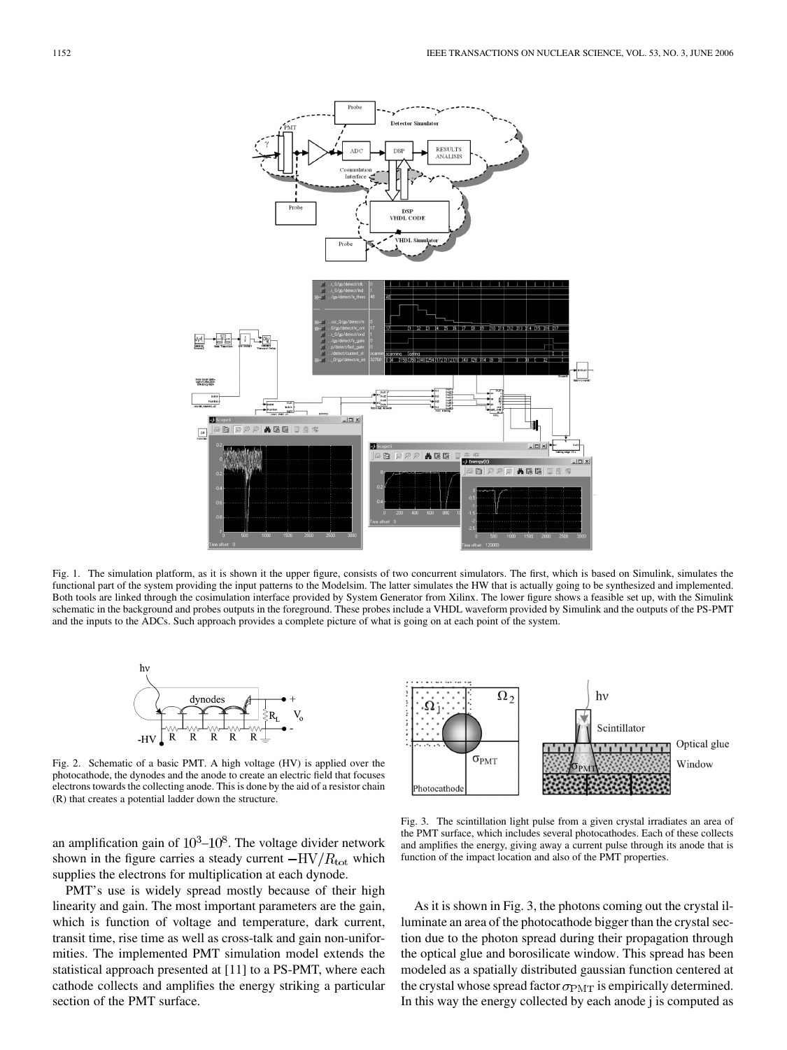Fig. 1. The simulation platform, as it is shown it the upper figure, consists of two concurrent simulators. The first, which is based on Simulink, simulates the functional part of the system providing the input patterns to the Modelsim. The latter simulates the HW that is actually going to be synthesized and implemented. Both tools are linked through the cosimulation interface provided by System Generator from Xilinx. The lower figure shows a feasible set up, with the Simulink schematic in the background and probes outputs in the foreground. These probes include a VHDL waveform provided by Simulink and the outputs of the PS-PMT and the inputs to the ADCs. Such approach provides a complete picture of what is going on at each point of the system.

Fig. 2. Schematic of a basic PMT. A high voltage (HV) is applied over the photocathode, the dynodes and the anode to create an electric field that focuses electrons towards the collecting anode. This is done by the aid of a resistor chain (R) that creates a potential ladder down the structure.

an amplification gain of $10^3$–$10^8$. The voltage divider network shown in the figure carries a steady current $-\mathrm{HV}/R_{\mathrm{tot}}$ which supplies the electrons for multiplication at each dynode.

PMT's use is widely spread mostly because of their high linearity and gain. The most important parameters are the gain, which is function of voltage and temperature, dark current, transit time, rise time as well as cross-talk and gain non-uniformities. The implemented PMT simulation model extends the statistical approach presented at [11] to a PS-PMT, where each cathode collects and amplifies the energy striking a particular section of the PMT surface.

Fig. 3. The scintillation light pulse from a given crystal irradiates an area of the PMT surface, which includes several photocathodes. Each of these collects and amplifies the energy, giving away a current pulse through its anode that is function of the impact location and also of the PMT properties.

As it is shown in Fig. 3, the photons coming out the crystal illuminate an area of the photocathode bigger than the crystal section due to the photon spread during their propagation through the optical glue and borosilicate window. This spread has been modeled as a spatially distributed gaussian function centered at the crystal whose spread factor $\sigma_{\mathrm{PMT}}$ is empirically determined. In this way the energy collected by each anode j is computed as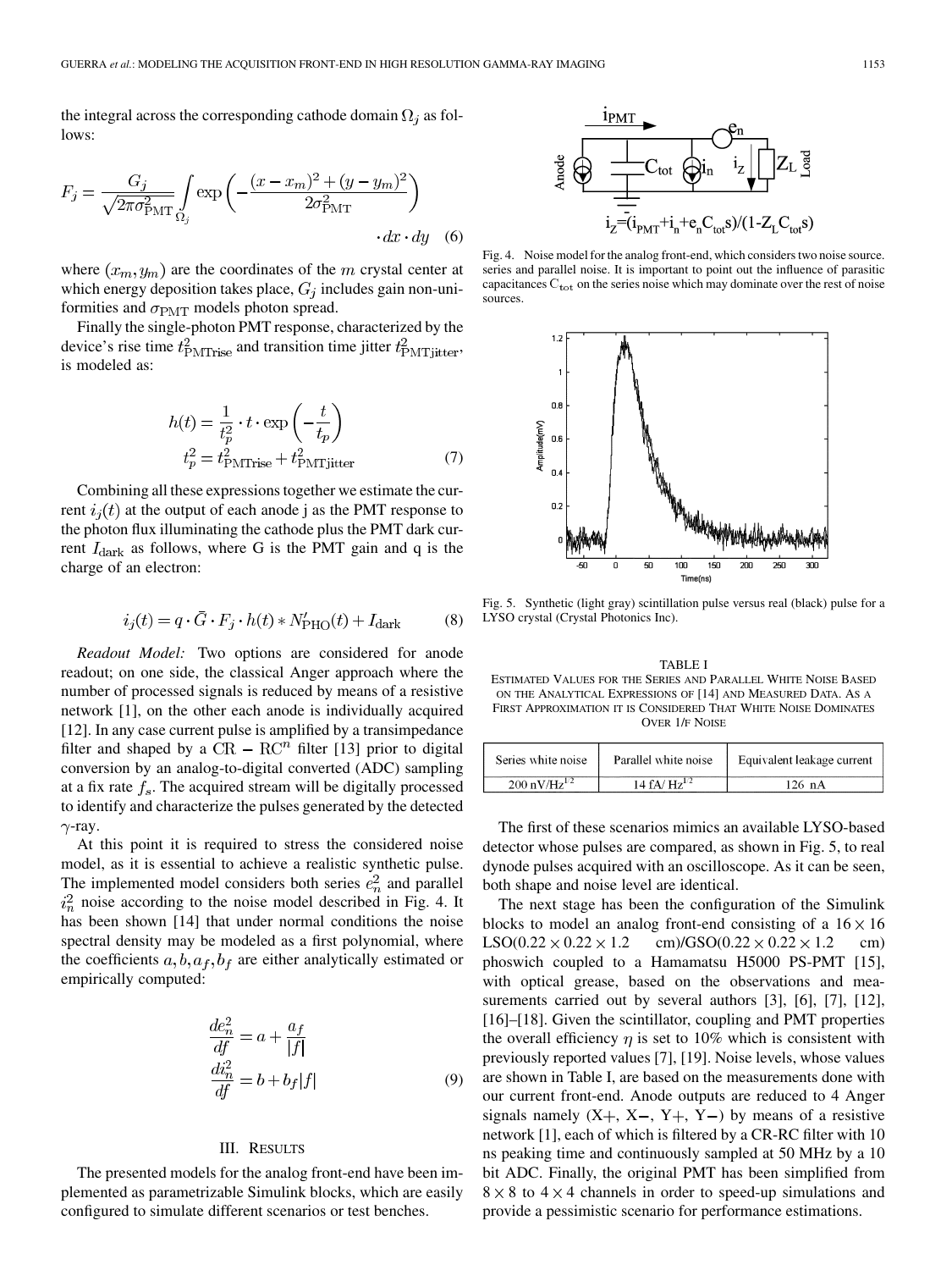the integral across the corresponding cathode domain $\Omega_j$ as follows:

$$F_j = \frac{G_j}{\sqrt{2\pi\sigma_{\mathrm{PMT}}^2}} \int_{\Omega_j} \exp\left(-\frac{(x-x_m)^2+(y-y_m)^2}{2\sigma_{\mathrm{PMT}}^2}\right) \cdot dx \cdot dy \quad (6)$$

where $(x_m, y_m)$ are the coordinates of the $m$ crystal center at which energy deposition takes place, $G_j$ includes gain non-uniformities and $\sigma_{\mathrm{PMT}}$ models photon spread.

Finally the single-photon PMT response, characterized by the device's rise time $t^2_{\mathrm{PMTrise}}$ and transition time jitter $t^2_{\mathrm{PMTjitter}}$, is modeled as:

$$h(t) = \frac{1}{t_p^2} \cdot t \cdot \exp\left(-\frac{t}{t_p}\right)$$
$$t_p^2 = t^2_{\mathrm{PMTrise}} + t^2_{\mathrm{PMTjitter}} \quad (7)$$

Combining all these expressions together we estimate the current $i_j(t)$ at the output of each anode j as the PMT response to the photon flux illuminating the cathode plus the PMT dark current $I_{\mathrm{dark}}$ as follows, where G is the PMT gain and q is the charge of an electron:

$$i_j(t) = q \cdot \bar{G} \cdot F_j \cdot h(t) * N'_{\mathrm{PHO}}(t) + I_{\mathrm{dark}} \quad (8)$$

*Readout Model:* Two options are considered for anode readout; on one side, the classical Anger approach where the number of processed signals is reduced by means of a resistive network [1], on the other each anode is individually acquired [12]. In any case current pulse is amplified by a transimpedance filter and shaped by a $\mathrm{CR}-\mathrm{RC}^n$ filter [13] prior to digital conversion by an analog-to-digital converted (ADC) sampling at a fix rate $f_s$. The acquired stream will be digitally processed to identify and characterize the pulses generated by the detected $\gamma$-ray.

At this point it is required to stress the considered noise model, as it is essential to achieve a realistic synthetic pulse. The implemented model considers both series $e_n^2$ and parallel $i_n^2$ noise according to the noise model described in Fig. 4. It has been shown [14] that under normal conditions the noise spectral density may be modeled as a first polynomial, where the coefficients $a, b, a_f, b_f$ are either analytically estimated or empirically computed:

$$\frac{de_n^2}{df} = a + \frac{a_f}{|f|}$$
$$\frac{di_n^2}{df} = b + b_f|f| \quad (9)$$

## III. Results

The presented models for the analog front-end have been implemented as parametrizable Simulink blocks, which are easily configured to simulate different scenarios or test benches.

Fig. 4. Noise model for the analog front-end, which considers two noise source. series and parallel noise. It is important to point out the influence of parasitic capacitances $C_{\mathrm{tot}}$ on the series noise which may dominate over the rest of noise sources.

Fig. 5. Synthetic (light gray) scintillation pulse versus real (black) pulse for a LYSO crystal (Crystal Photonics Inc).

TABLE I
Estimated Values for the Series and Parallel White Noise Based on the Analytical Expressions of [14] and Measured Data. As a First Approximation it is Considered That White Noise Dominates Over 1/f Noise

| Series white noise | Parallel white noise | Equivalent leakage current |
|---|---|---|
| 200 $\mathrm{nV/Hz^{1/2}}$ | 14 $\mathrm{fA/Hz^{1/2}}$ | 126 nA |

The first of these scenarios mimics an available LYSO-based detector whose pulses are compared, as shown in Fig. 5, to real dynode pulses acquired with an oscilloscope. As it can be seen, both shape and noise level are identical.

The next stage has been the configuration of the Simulink blocks to model an analog front-end consisting of a $16 \times 16$ LSO($0.22 \times 0.22 \times 1.2$ cm)/GSO($0.22 \times 0.22 \times 1.2$ cm) phoswich coupled to a Hamamatsu H5000 PS-PMT [15], with optical grease, based on the observations and measurements carried out by several authors [3], [6], [7], [12], [16]–[18]. Given the scintillator, coupling and PMT properties the overall efficiency $\eta$ is set to 10% which is consistent with previously reported values [7], [19]. Noise levels, whose values are shown in Table I, are based on the measurements done with our current front-end. Anode outputs are reduced to 4 Anger signals namely (X+, X−, Y+, Y−) by means of a resistive network [1], each of which is filtered by a CR-RC filter with 10 ns peaking time and continuously sampled at 50 MHz by a 10 bit ADC. Finally, the original PMT has been simplified from $8 \times 8$ to $4 \times 4$ channels in order to speed-up simulations and provide a pessimistic scenario for performance estimations.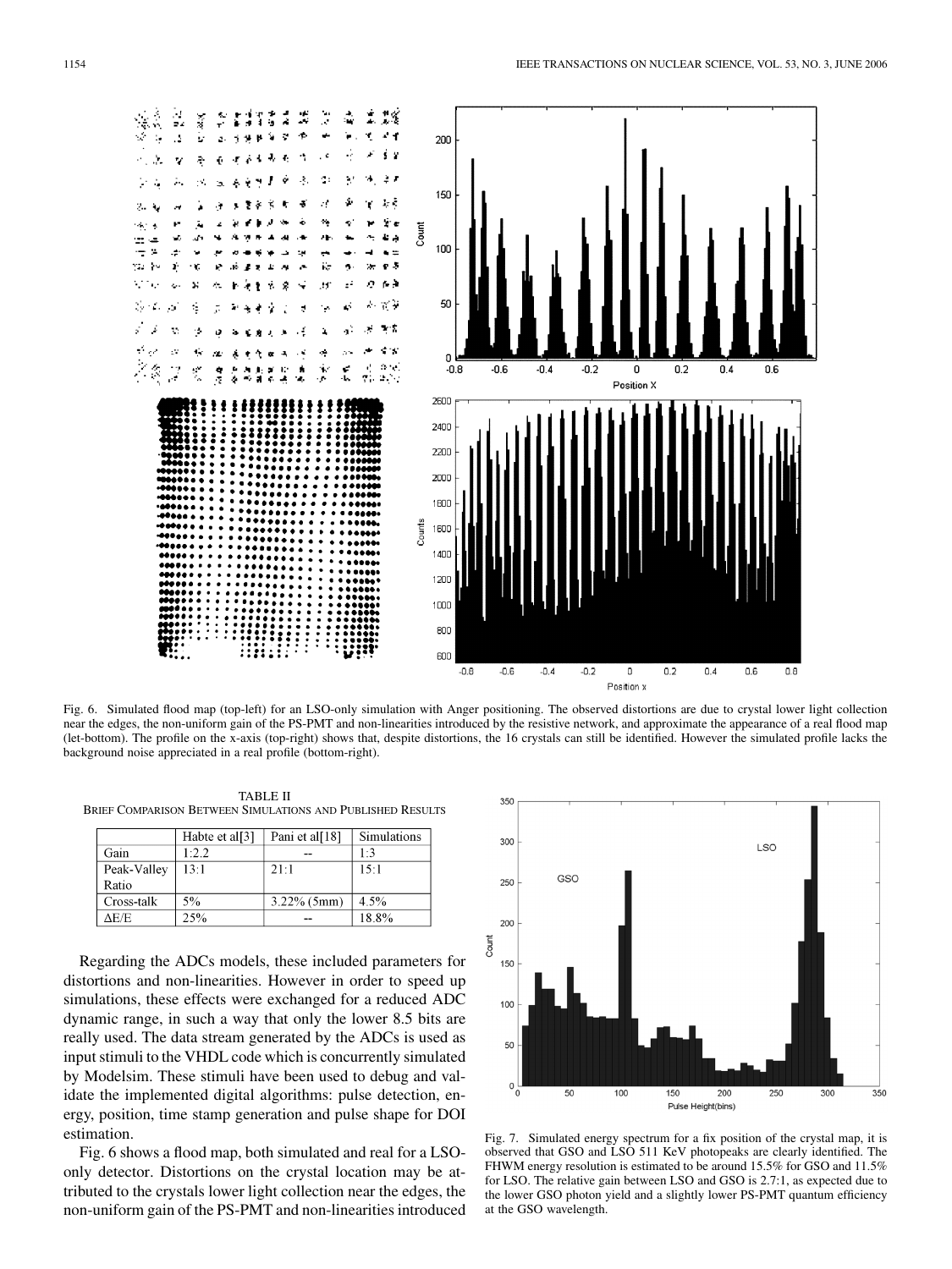Fig. 6. Simulated flood map (top-left) for an LSO-only simulation with Anger positioning. The observed distortions are due to crystal lower light collection near the edges, the non-uniform gain of the PS-PMT and non-linearities introduced by the resistive network, and approximate the appearance of a real flood map (let-bottom). The profile on the x-axis (top-right) shows that, despite distortions, the 16 crystals can still be identified. However the simulated profile lacks the background noise appreciated in a real profile (bottom-right).

TABLE II
BRIEF COMPARISON BETWEEN SIMULATIONS AND PUBLISHED RESULTS

| | Habte et al[3] | Pani et al[18] | Simulations |
|---|---|---|---|
| Gain | 1:2.2 | -- | 1:3 |
| Peak-Valley Ratio | 13:1 | 21:1 | 15:1 |
| Cross-talk | 5% | 3.22% (5mm) | 4.5% |
| ΔE/E | 25% | -- | 18.8% |

Regarding the ADCs models, these included parameters for distortions and non-linearities. However in order to speed up simulations, these effects were exchanged for a reduced ADC dynamic range, in such a way that only the lower 8.5 bits are really used. The data stream generated by the ADCs is used as input stimuli to the VHDL code which is concurrently simulated by Modelsim. These stimuli have been used to debug and validate the implemented digital algorithms: pulse detection, energy, position, time stamp generation and pulse shape for DOI estimation.

Fig. 6 shows a flood map, both simulated and real for a LSO-only detector. Distortions on the crystal location may be attributed to the crystals lower light collection near the edges, the non-uniform gain of the PS-PMT and non-linearities introduced

Fig. 7. Simulated energy spectrum for a fix position of the crystal map, it is observed that GSO and LSO 511 KeV photopeaks are clearly identified. The FHWM energy resolution is estimated to be around 15.5% for GSO and 11.5% for LSO. The relative gain between LSO and GSO is 2.7:1, as expected due to the lower GSO photon yield and a slightly lower PS-PMT quantum efficiency at the GSO wavelength.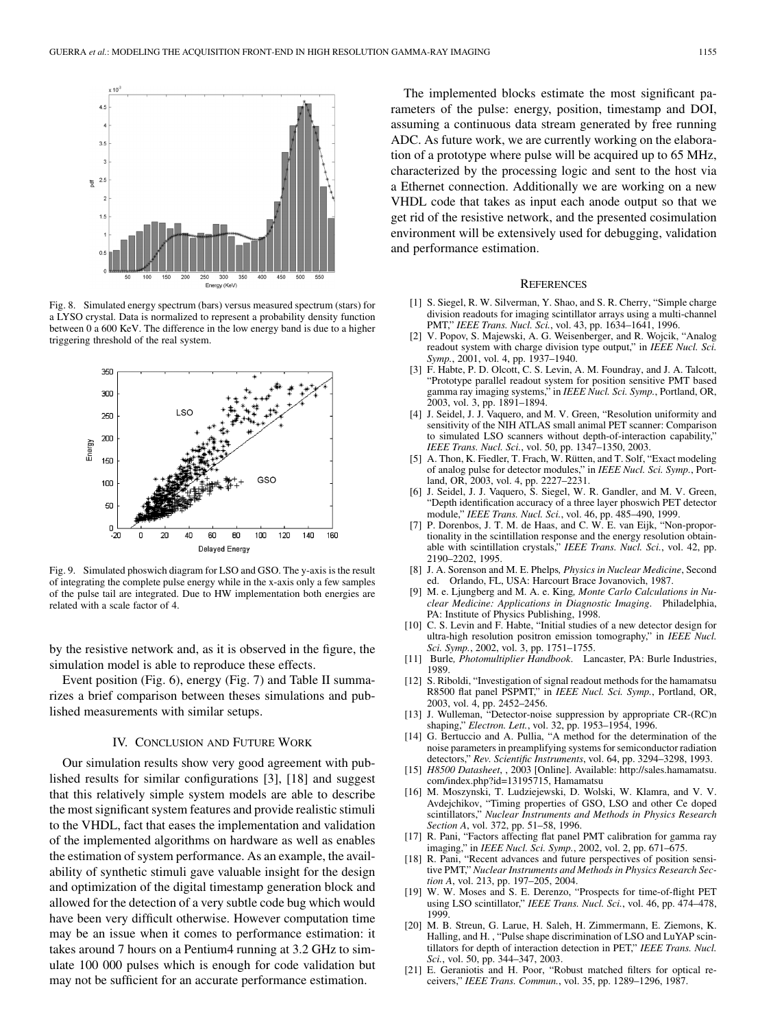x 10⁻³

4.5
4
3.5
3
2.5
2
1.5
1
0.5
0

pdf

50 100 150 200 250 300 350 400 450 500 550

Energy (KeV)

Fig. 8. Simulated energy spectrum (bars) versus measured spectrum (stars) for a LYSO crystal. Data is normalized to represent a probability density function between 0 a 600 KeV. The difference in the low energy band is due to a higher triggering threshold of the real system.

350
300
250
200
150
100
50
0

Energy

LSO

GSO

-20 0 20 40 60 80 100 120 140 160

Delayed Energy

Fig. 9. Simulated phoswich diagram for LSO and GSO. The y-axis is the result of integrating the complete pulse energy while in the x-axis only a few samples of the pulse tail are integrated. Due to HW implementation both energies are related with a scale factor of 4.

by the resistive network and, as it is observed in the figure, the simulation model is able to reproduce these effects.

Event position (Fig. 6), energy (Fig. 7) and Table II summarizes a brief comparison between theses simulations and published measurements with similar setups.

## IV. Conclusion and Future Work

Our simulation results show very good agreement with published results for similar configurations [3], [18] and suggest that this relatively simple system models are able to describe the most significant system features and provide realistic stimuli to the VHDL, fact that eases the implementation and validation of the implemented algorithms on hardware as well as enables the estimation of system performance. As an example, the availability of synthetic stimuli gave valuable insight for the design and optimization of the digital timestamp generation block and allowed for the detection of a very subtle code bug which would have been very difficult otherwise. However computation time may be an issue when it comes to performance estimation: it takes around 7 hours on a Pentium4 running at 3.2 GHz to simulate 100 000 pulses which is enough for code validation but may not be sufficient for an accurate performance estimation.

The implemented blocks estimate the most significant parameters of the pulse: energy, position, timestamp and DOI, assuming a continuous data stream generated by free running ADC. As future work, we are currently working on the elaboration of a prototype where pulse will be acquired up to 65 MHz, characterized by the processing logic and sent to the host via a Ethernet connection. Additionally we are working on a new VHDL code that takes as input each anode output so that we get rid of the resistive network, and the presented cosimulation environment will be extensively used for debugging, validation and performance estimation.

## References

[1] S. Siegel, R. W. Silverman, Y. Shao, and S. R. Cherry, "Simple charge division readouts for imaging scintillator arrays using a multi-channel PMT," *IEEE Trans. Nucl. Sci.*, vol. 43, pp. 1634–1641, 1996.

[2] V. Popov, S. Majewski, A. G. Weisenberger, and R. Wojcik, "Analog readout system with charge division type output," in *IEEE Nucl. Sci. Symp.*, 2001, vol. 4, pp. 1937–1940.

[3] F. Habte, P. D. Olcott, C. S. Levin, A. M. Foundray, and J. A. Talcott, "Prototype parallel readout system for position sensitive PMT based gamma ray imaging systems," in *IEEE Nucl. Sci. Symp.*, Portland, OR, 2003, vol. 3, pp. 1891–1894.

[4] J. Seidel, J. J. Vaquero, and M. V. Green, "Resolution uniformity and sensitivity of the NIH ATLAS small animal PET scanner: Comparison to simulated LSO scanners without depth-of-interaction capability," *IEEE Trans. Nucl. Sci.*, vol. 50, pp. 1347–1350, 2003.

[5] A. Thon, K. Fiedler, T. Frach, W. Rütten, and T. Solf, "Exact modeling of analog pulse for detector modules," in *IEEE Nucl. Sci. Symp.*, Portland, OR, 2003, vol. 4, pp. 2227–2231.

[6] J. Seidel, J. J. Vaquero, S. Siegel, W. R. Gandler, and M. V. Green, "Depth identification accuracy of a three layer phoswich PET detector module," *IEEE Trans. Nucl. Sci.*, vol. 46, pp. 485–490, 1999.

[7] P. Dorenbos, J. T. M. de Haas, and C. W. E. van Eijk, "Non-proportionality in the scintillation response and the energy resolution obtainable with scintillation crystals," *IEEE Trans. Nucl. Sci.*, vol. 42, pp. 2190–2202, 1995.

[8] J. A. Sorenson and M. E. Phelps*, Physics in Nuclear Medicine*, Second ed. Orlando, FL, USA: Harcourt Brace Jovanovich, 1987.

[9] M. e. Ljungberg and M. A. e. King*, Monte Carlo Calculations in Nuclear Medicine: Applications in Diagnostic Imaging*. Philadelphia, PA: Institute of Physics Publishing, 1998.

[10] C. S. Levin and F. Habte, "Initial studies of a new detector design for ultra-high resolution positron emission tomography," in *IEEE Nucl. Sci. Symp.*, 2002, vol. 3, pp. 1751–1755.

[11] Burle*, Photomultiplier Handbook*. Lancaster, PA: Burle Industries, 1989.

[12] S. Riboldi, "Investigation of signal readout methods for the hamamatsu R8500 flat panel PSPMT," in *IEEE Nucl. Sci. Symp.*, Portland, OR, 2003, vol. 4, pp. 2452–2456.

[13] J. Wulleman, "Detector-noise suppression by appropriate CR-(RC)n shaping," *Electron. Lett.*, vol. 32, pp. 1953–1954, 1996.

[14] G. Bertuccio and A. Pullia, "A method for the determination of the noise parameters in preamplifying systems for semiconductor radiation detectors," *Rev. Scientific Instruments*, vol. 64, pp. 3294–3298, 1993.

[15] *H8500 Datasheet*, , 2003 [Online]. Available: http://sales.hamamatsu.com/index.php?id=13195715, Hamamatsu

[16] M. Moszynski, T. Ludziejewski, D. Wolski, W. Klamra, and V. V. Avdejchikov, "Timing properties of GSO, LSO and other Ce doped scintillators," *Nuclear Instruments and Methods in Physics Research Section A*, vol. 372, pp. 51–58, 1996.

[17] R. Pani, "Factors affecting flat panel PMT calibration for gamma ray imaging," in *IEEE Nucl. Sci. Symp.*, 2002, vol. 2, pp. 671–675.

[18] R. Pani, "Recent advances and future perspectives of position sensitive PMT," *Nuclear Instruments and Methods in Physics Research Section A*, vol. 213, pp. 197–205, 2004.

[19] W. W. Moses and S. E. Derenzo, "Prospects for time-of-flight PET using LSO scintillator," *IEEE Trans. Nucl. Sci.*, vol. 46, pp. 474–478, 1999.

[20] M. B. Streun, G. Larue, H. Saleh, H. Zimmermann, E. Ziemons, K. Halling, and H. , "Pulse shape discrimination of LSO and LuYAP scintillators for depth of interaction detection in PET," *IEEE Trans. Nucl. Sci.*, vol. 50, pp. 344–347, 2003.

[21] E. Geraniotis and H. Poor, "Robust matched filters for optical receivers," *IEEE Trans. Commun.*, vol. 35, pp. 1289–1296, 1987.